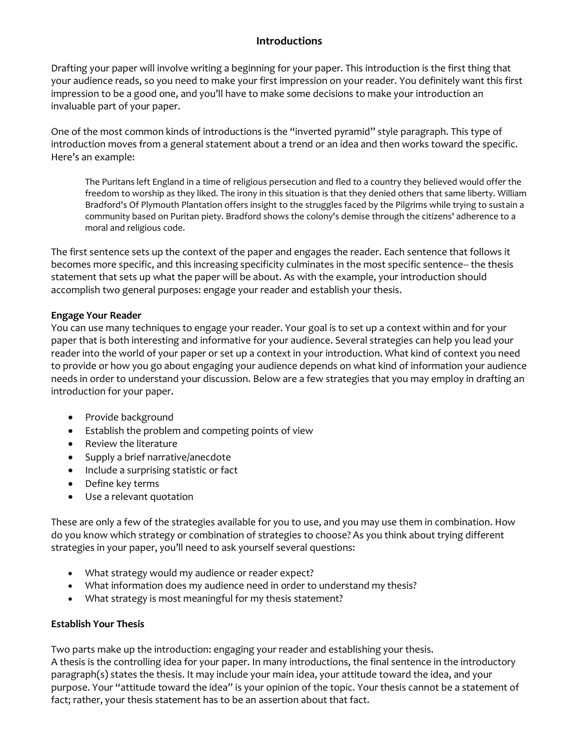# Introductions

Drafting your paper will involve writing a beginning for your paper. This introduction is the first thing that your audience reads, so you need to make your first impression on your reader. You definitely want this first impression to be a good one, and you'll have to make some decisions to make your introduction an invaluable part of your paper.

One of the most common kinds of introductions is the "inverted pyramid" style paragraph. This type of introduction moves from a general statement about a trend or an idea and then works toward the specific. Here's an example:

> The Puritans left England in a time of religious persecution and fled to a country they believed would offer the freedom to worship as they liked. The irony in this situation is that they denied others that same liberty. William Bradford's Of Plymouth Plantation offers insight to the struggles faced by the Pilgrims while trying to sustain a community based on Puritan piety. Bradford shows the colony's demise through the citizens' adherence to a moral and religious code.

The first sentence sets up the context of the paper and engages the reader. Each sentence that follows it becomes more specific, and this increasing specificity culminates in the most specific sentence-- the thesis statement that sets up what the paper will be about. As with the example, your introduction should accomplish two general purposes: engage your reader and establish your thesis.

**Engage Your Reader**

You can use many techniques to engage your reader. Your goal is to set up a context within and for your paper that is both interesting and informative for your audience. Several strategies can help you lead your reader into the world of your paper or set up a context in your introduction. What kind of context you need to provide or how you go about engaging your audience depends on what kind of information your audience needs in order to understand your discussion. Below are a few strategies that you may employ in drafting an introduction for your paper.

- Provide background
- Establish the problem and competing points of view
- Review the literature
- Supply a brief narrative/anecdote
- Include a surprising statistic or fact
- Define key terms
- Use a relevant quotation

These are only a few of the strategies available for you to use, and you may use them in combination. How do you know which strategy or combination of strategies to choose? As you think about trying different strategies in your paper, you'll need to ask yourself several questions:

- What strategy would my audience or reader expect?
- What information does my audience need in order to understand my thesis?
- What strategy is most meaningful for my thesis statement?

**Establish Your Thesis**

Two parts make up the introduction: engaging your reader and establishing your thesis.
A thesis is the controlling idea for your paper. In many introductions, the final sentence in the introductory paragraph(s) states the thesis. It may include your main idea, your attitude toward the idea, and your purpose. Your "attitude toward the idea" is your opinion of the topic. Your thesis cannot be a statement of fact; rather, your thesis statement has to be an assertion about that fact.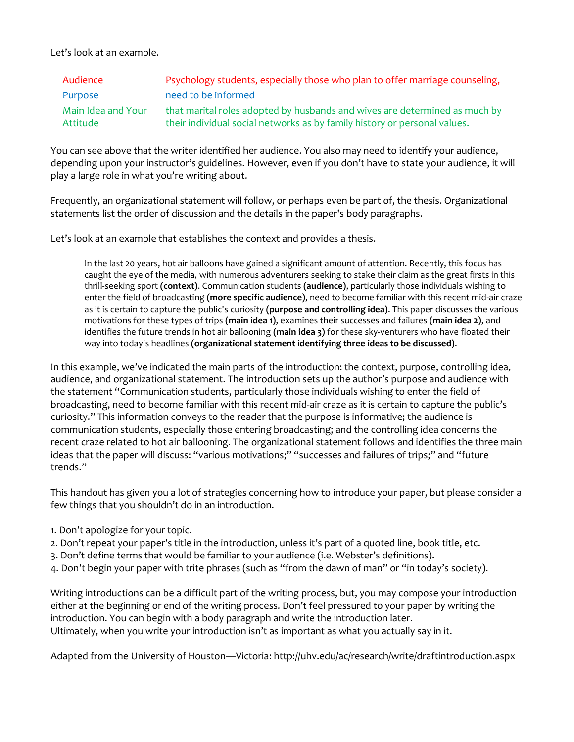Let's look at an example.

| | |
|---|---|
| Audience | Psychology students, especially those who plan to offer marriage counseling, |
| Purpose | need to be informed |
| Main Idea and Your Attitude | that marital roles adopted by husbands and wives are determined as much by their individual social networks as by family history or personal values. |

You can see above that the writer identified her audience. You also may need to identify your audience, depending upon your instructor's guidelines. However, even if you don't have to state your audience, it will play a large role in what you're writing about.

Frequently, an organizational statement will follow, or perhaps even be part of, the thesis. Organizational statements list the order of discussion and the details in the paper's body paragraphs.

Let's look at an example that establishes the context and provides a thesis.

> In the last 20 years, hot air balloons have gained a significant amount of attention. Recently, this focus has caught the eye of the media, with numerous adventurers seeking to stake their claim as the great firsts in this thrill-seeking sport **(context)**. Communication students **(audience)**, particularly those individuals wishing to enter the field of broadcasting **(more specific audience)**, need to become familiar with this recent mid-air craze as it is certain to capture the public's curiosity **(purpose and controlling idea)**. This paper discusses the various motivations for these types of trips **(main idea 1)**, examines their successes and failures **(main idea 2)**, and identifies the future trends in hot air ballooning **(main idea 3)** for these sky-venturers who have floated their way into today's headlines **(organizational statement identifying three ideas to be discussed)**.

In this example, we've indicated the main parts of the introduction: the context, purpose, controlling idea, audience, and organizational statement. The introduction sets up the author's purpose and audience with the statement "Communication students, particularly those individuals wishing to enter the field of broadcasting, need to become familiar with this recent mid-air craze as it is certain to capture the public's curiosity." This information conveys to the reader that the purpose is informative; the audience is communication students, especially those entering broadcasting; and the controlling idea concerns the recent craze related to hot air ballooning. The organizational statement follows and identifies the three main ideas that the paper will discuss: "various motivations;" "successes and failures of trips;" and "future trends."

This handout has given you a lot of strategies concerning how to introduce your paper, but please consider a few things that you shouldn't do in an introduction.

1. Don't apologize for your topic.
2. Don't repeat your paper's title in the introduction, unless it's part of a quoted line, book title, etc.
3. Don't define terms that would be familiar to your audience (i.e. Webster's definitions).
4. Don't begin your paper with trite phrases (such as "from the dawn of man" or "in today's society).

Writing introductions can be a difficult part of the writing process, but, you may compose your introduction either at the beginning or end of the writing process. Don't feel pressured to your paper by writing the introduction. You can begin with a body paragraph and write the introduction later.
Ultimately, when you write your introduction isn't as important as what you actually say in it.

Adapted from the University of Houston—Victoria: http://uhv.edu/ac/research/write/draftintroduction.aspx